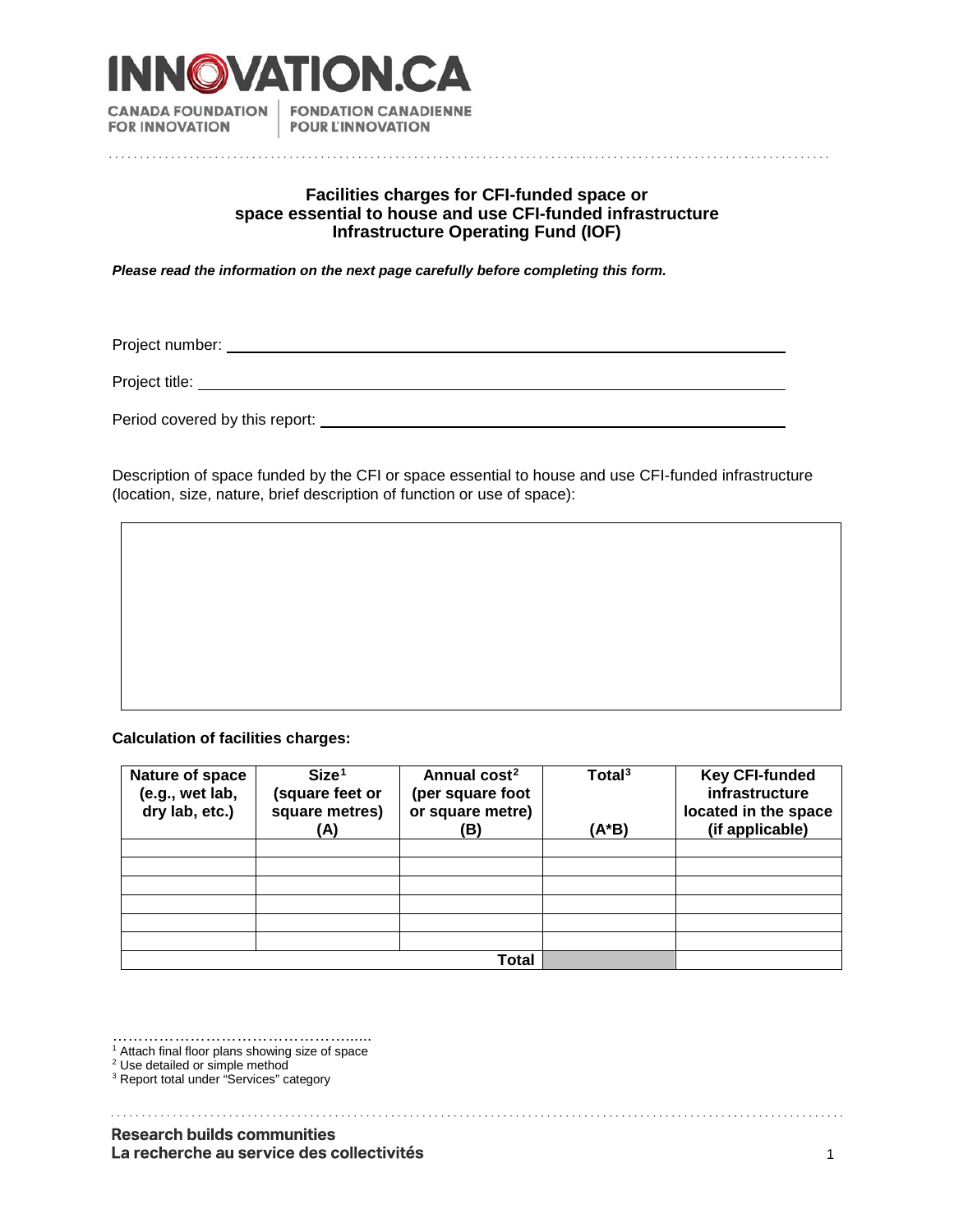INNOVATION.CA

CANADA FOUNDATION FOR INNOVATION | FONDATION CANADIENNE POUR L'INNOVATION

## Facilities charges for CFI-funded space or space essential to house and use CFI-funded infrastructure Infrastructure Operating Fund (IOF)

***Please read the information on the next page carefully before completing this form.***

Project number: \_\_\_\_\_\_\_\_\_\_\_\_\_\_\_\_\_\_\_\_\_\_\_\_\_\_\_\_\_\_\_\_\_\_\_\_\_\_\_\_

Project title: \_\_\_\_\_\_\_\_\_\_\_\_\_\_\_\_\_\_\_\_\_\_\_\_\_\_\_\_\_\_\_\_\_\_\_\_\_\_\_\_

Period covered by this report: \_\_\_\_\_\_\_\_\_\_\_\_\_\_\_\_\_\_\_\_\_\_\_\_\_\_\_\_\_\_\_\_\_\_\_\_\_\_\_\_

Description of space funded by the CFI or space essential to house and use CFI-funded infrastructure (location, size, nature, brief description of function or use of space):

**Calculation of facilities charges:**

| Nature of space (e.g., wet lab, dry lab, etc.) | Size[1] (square feet or square metres) (A) | Annual cost[2] (per square foot or square metre) (B) | Total[3] (A*B) | Key CFI-funded infrastructure located in the space (if applicable) |
|---|---|---|---|---|
| | | | | |
| | | | | |
| | | | | |
| | | | | |
| | | | | |
| | | | | |
| | | **Total** | | |

[1] Attach final floor plans showing size of space

[2] Use detailed or simple method

[3] Report total under "Services" category

**Research builds communities**
**La recherche au service des collectivités**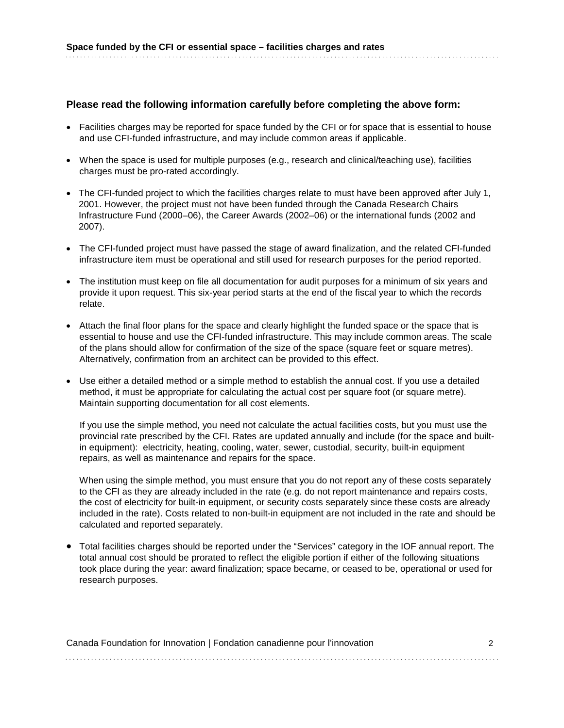**Please read the following information carefully before completing the above form:**

- Facilities charges may be reported for space funded by the CFI or for space that is essential to house and use CFI-funded infrastructure, and may include common areas if applicable.
- When the space is used for multiple purposes (e.g., research and clinical/teaching use), facilities charges must be pro-rated accordingly.
- The CFI-funded project to which the facilities charges relate to must have been approved after July 1, 2001. However, the project must not have been funded through the Canada Research Chairs Infrastructure Fund (2000–06), the Career Awards (2002–06) or the international funds (2002 and 2007).
- The CFI-funded project must have passed the stage of award finalization, and the related CFI-funded infrastructure item must be operational and still used for research purposes for the period reported.
- The institution must keep on file all documentation for audit purposes for a minimum of six years and provide it upon request. This six-year period starts at the end of the fiscal year to which the records relate.
- Attach the final floor plans for the space and clearly highlight the funded space or the space that is essential to house and use the CFI-funded infrastructure. This may include common areas. The scale of the plans should allow for confirmation of the size of the space (square feet or square metres). Alternatively, confirmation from an architect can be provided to this effect.
- Use either a detailed method or a simple method to establish the annual cost. If you use a detailed method, it must be appropriate for calculating the actual cost per square foot (or square metre). Maintain supporting documentation for all cost elements.

  If you use the simple method, you need not calculate the actual facilities costs, but you must use the provincial rate prescribed by the CFI. Rates are updated annually and include (for the space and built-in equipment): electricity, heating, cooling, water, sewer, custodial, security, built-in equipment repairs, as well as maintenance and repairs for the space.

  When using the simple method, you must ensure that you do not report any of these costs separately to the CFI as they are already included in the rate (e.g. do not report maintenance and repairs costs, the cost of electricity for built-in equipment, or security costs separately since these costs are already included in the rate). Costs related to non-built-in equipment are not included in the rate and should be calculated and reported separately.
- Total facilities charges should be reported under the "Services" category in the IOF annual report. The total annual cost should be prorated to reflect the eligible portion if either of the following situations took place during the year: award finalization; space became, or ceased to be, operational or used for research purposes.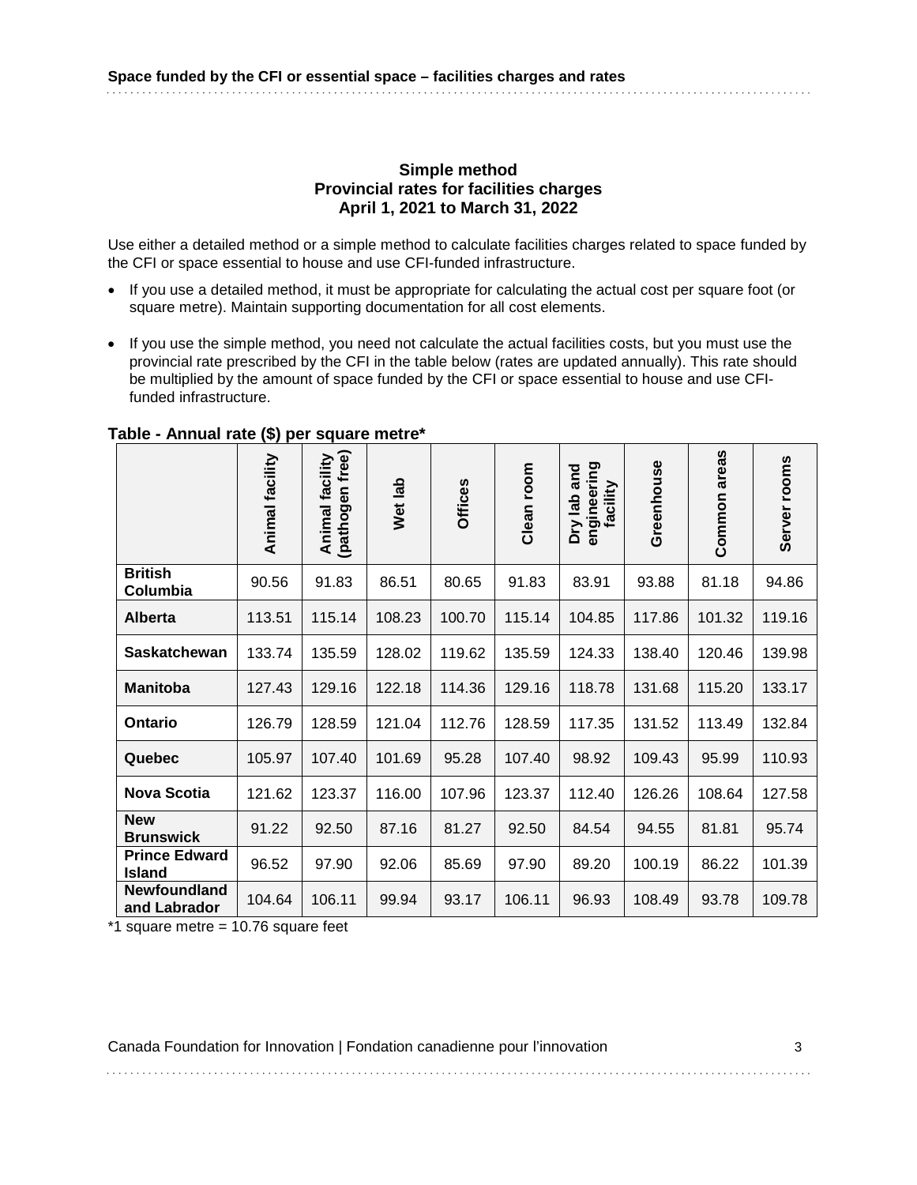### Simple method
### Provincial rates for facilities charges
### April 1, 2021 to March 31, 2022

Use either a detailed method or a simple method to calculate facilities charges related to space funded by the CFI or space essential to house and use CFI-funded infrastructure.

- If you use a detailed method, it must be appropriate for calculating the actual cost per square foot (or square metre). Maintain supporting documentation for all cost elements.
- If you use the simple method, you need not calculate the actual facilities costs, but you must use the provincial rate prescribed by the CFI in the table below (rates are updated annually). This rate should be multiplied by the amount of space funded by the CFI or space essential to house and use CFI-funded infrastructure.

**Table - Annual rate ($) per square metre***

| | Animal facility | Animal facility (pathogen free) | Wet lab | Offices | Clean room | Dry lab and engineering facility | Greenhouse | Common areas | Server rooms |
|---|---|---|---|---|---|---|---|---|---|
| **British Columbia** | 90.56 | 91.83 | 86.51 | 80.65 | 91.83 | 83.91 | 93.88 | 81.18 | 94.86 |
| **Alberta** | 113.51 | 115.14 | 108.23 | 100.70 | 115.14 | 104.85 | 117.86 | 101.32 | 119.16 |
| **Saskatchewan** | 133.74 | 135.59 | 128.02 | 119.62 | 135.59 | 124.33 | 138.40 | 120.46 | 139.98 |
| **Manitoba** | 127.43 | 129.16 | 122.18 | 114.36 | 129.16 | 118.78 | 131.68 | 115.20 | 133.17 |
| **Ontario** | 126.79 | 128.59 | 121.04 | 112.76 | 128.59 | 117.35 | 131.52 | 113.49 | 132.84 |
| **Quebec** | 105.97 | 107.40 | 101.69 | 95.28 | 107.40 | 98.92 | 109.43 | 95.99 | 110.93 |
| **Nova Scotia** | 121.62 | 123.37 | 116.00 | 107.96 | 123.37 | 112.40 | 126.26 | 108.64 | 127.58 |
| **New Brunswick** | 91.22 | 92.50 | 87.16 | 81.27 | 92.50 | 84.54 | 94.55 | 81.81 | 95.74 |
| **Prince Edward Island** | 96.52 | 97.90 | 92.06 | 85.69 | 97.90 | 89.20 | 100.19 | 86.22 | 101.39 |
| **Newfoundland and Labrador** | 104.64 | 106.11 | 99.94 | 93.17 | 106.11 | 96.93 | 108.49 | 93.78 | 109.78 |

*1 square metre = 10.76 square feet